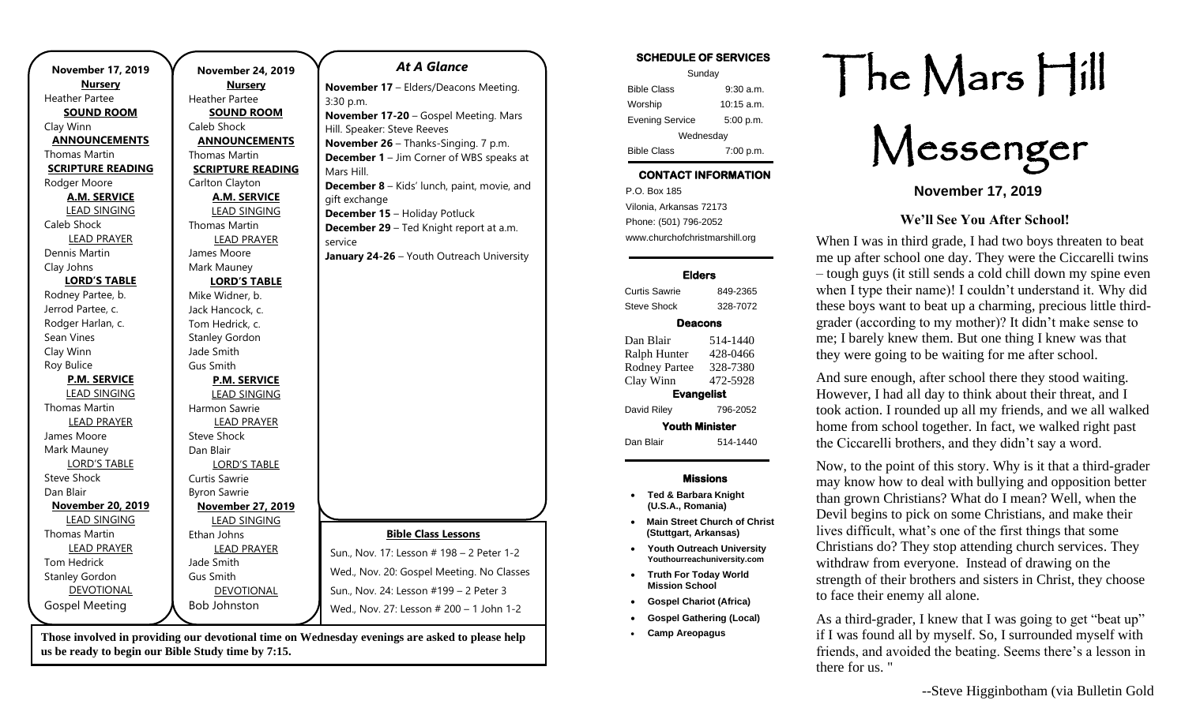**November 17, 2019**

**Nursery**
Heather Partee

**SOUND ROOM**
Clay Winn

**ANNOUNCEMENTS**
Thomas Martin

**SCRIPTURE READING**
Rodger Moore

**A.M. SERVICE**

LEAD SINGING
Caleb Shock

LEAD PRAYER
Dennis Martin
Clay Johns

**LORD'S TABLE**
Rodney Partee, b.
Jerrod Partee, c.
Rodger Harlan, c.
Sean Vines
Clay Winn
Roy Bulice

**P.M. SERVICE**

LEAD SINGING
Thomas Martin

LEAD PRAYER
James Moore
Mark Mauney

LORD'S TABLE
Steve Shock
Dan Blair

**November 20, 2019**

LEAD SINGING
Thomas Martin

LEAD PRAYER
Tom Hedrick
Stanley Gordon

DEVOTIONAL
Gospel Meeting

**November 24, 2019**

**Nursery**
Heather Partee

**SOUND ROOM**
Caleb Shock

**ANNOUNCEMENTS**
Thomas Martin

**SCRIPTURE READING**
Carlton Clayton

**A.M. SERVICE**

LEAD SINGING
Thomas Martin

LEAD PRAYER
James Moore
Mark Mauney

**LORD'S TABLE**
Mike Widner, b.
Jack Hancock, c.
Tom Hedrick, c.
Stanley Gordon
Jade Smith
Gus Smith

**P.M. SERVICE**

LEAD SINGING
Harmon Sawrie

LEAD PRAYER
Steve Shock
Dan Blair

LORD'S TABLE
Curtis Sawrie
Byron Sawrie

**November 27, 2019**

LEAD SINGING
Ethan Johns

LEAD PRAYER
Jade Smith
Gus Smith

DEVOTIONAL
Bob Johnston

## *At A Glance*

**November 17** – Elders/Deacons Meeting. 3:30 p.m.
**November 17-20** – Gospel Meeting. Mars Hill. Speaker: Steve Reeves
**November 26** – Thanks-Singing. 7 p.m.
**December 1** – Jim Corner of WBS speaks at Mars Hill.
**December 8** – Kids' lunch, paint, movie, and gift exchange
**December 15** – Holiday Potluck
**December 29** – Ted Knight report at a.m. service
**January 24-26** – Youth Outreach University

**Bible Class Lessons**

Sun., Nov. 17: Lesson # 198 – 2 Peter 1-2
Wed., Nov. 20: Gospel Meeting. No Classes
Sun., Nov. 24: Lesson #199 – 2 Peter 3
Wed., Nov. 27: Lesson # 200 – 1 John 1-2

**Those involved in providing our devotional time on Wednesday evenings are asked to please help us be ready to begin our Bible Study time by 7:15.**

**SCHEDULE OF SERVICES**

| Sunday | |
|---|---|
| Bible Class | 9:30 a.m. |
| Worship | 10:15 a.m. |
| Evening Service | 5:00 p.m. |
| Wednesday | |
| Bible Class | 7:00 p.m. |

**CONTACT INFORMATION**

P.O. Box 185
Vilonia, Arkansas 72173
Phone: (501) 796-2052
www.churchofchristmarshill.org

**Elders**

| Curtis Sawrie | 849-2365 |
|---|---|
| Steve Shock | 328-7072 |

**Deacons**

| Dan Blair | 514-1440 |
|---|---|
| Ralph Hunter | 428-0466 |
| Rodney Partee | 328-7380 |
| Clay Winn | 472-5928 |

**Evangelist**

David Riley 796-2052

**Youth Minister**

Dan Blair 514-1440

**Missions**

- **Ted & Barbara Knight (U.S.A., Romania)**
- **Main Street Church of Christ (Stuttgart, Arkansas)**
- **Youth Outreach University Youthourreachuniversity.com**
- **Truth For Today World Mission School**
- **Gospel Chariot (Africa)**
- **Gospel Gathering (Local)**
- **Camp Areopagus**

# The Mars Hill Messenger

**November 17, 2019**

## We'll See You After School!

When I was in third grade, I had two boys threaten to beat me up after school one day. They were the Ciccarelli twins – tough guys (it still sends a cold chill down my spine even when I type their name)! I couldn't understand it. Why did these boys want to beat up a charming, precious little third-grader (according to my mother)? It didn't make sense to me; I barely knew them. But one thing I knew was that they were going to be waiting for me after school.

And sure enough, after school there they stood waiting. However, I had all day to think about their threat, and I took action. I rounded up all my friends, and we all walked home from school together. In fact, we walked right past the Ciccarelli brothers, and they didn't say a word.

Now, to the point of this story. Why is it that a third-grader may know how to deal with bullying and opposition better than grown Christians? What do I mean? Well, when the Devil begins to pick on some Christians, and make their lives difficult, what's one of the first things that some Christians do? They stop attending church services. They withdraw from everyone. Instead of drawing on the strength of their brothers and sisters in Christ, they choose to face their enemy all alone.

As a third-grader, I knew that I was going to get "beat up" if I was found all by myself. So, I surrounded myself with friends, and avoided the beating. Seems there's a lesson in there for us. "

--Steve Higginbotham (via Bulletin Gold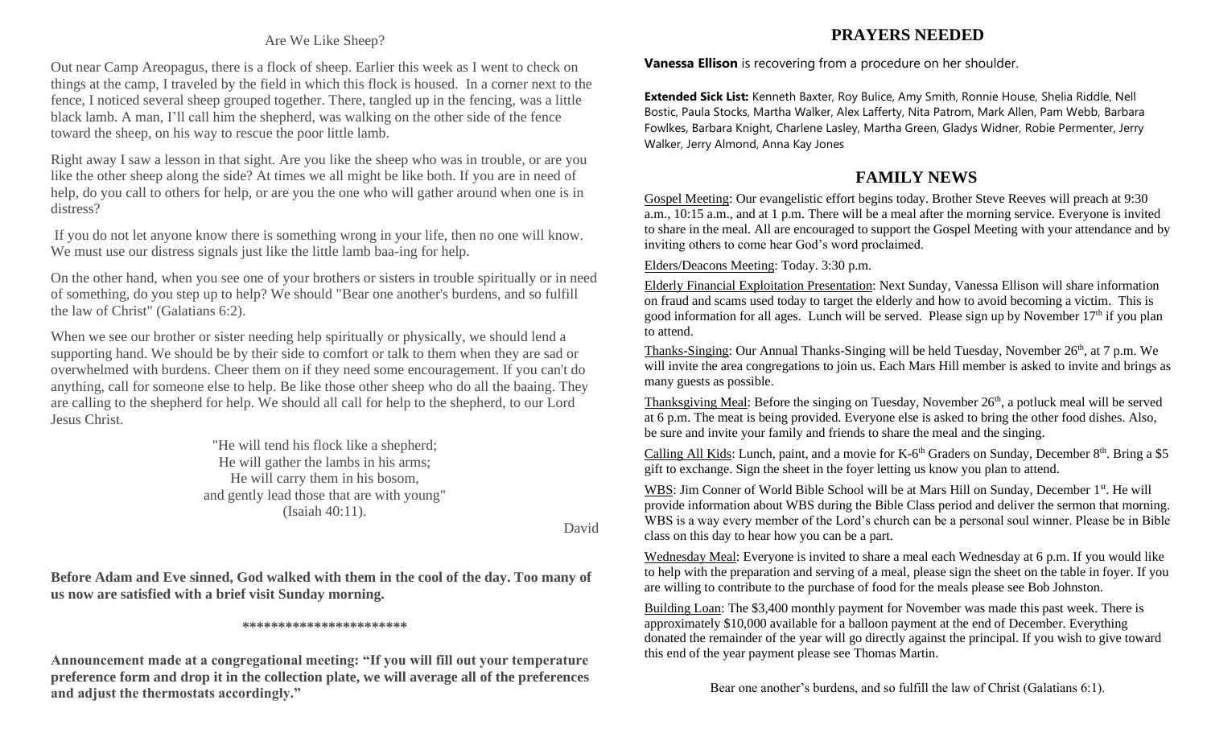## Are We Like Sheep?

Out near Camp Areopagus, there is a flock of sheep. Earlier this week as I went to check on things at the camp, I traveled by the field in which this flock is housed. In a corner next to the fence, I noticed several sheep grouped together. There, tangled up in the fencing, was a little black lamb. A man, I'll call him the shepherd, was walking on the other side of the fence toward the sheep, on his way to rescue the poor little lamb.

Right away I saw a lesson in that sight. Are you like the sheep who was in trouble, or are you like the other sheep along the side? At times we all might be like both. If you are in need of help, do you call to others for help, or are you the one who will gather around when one is in distress?

If you do not let anyone know there is something wrong in your life, then no one will know. We must use our distress signals just like the little lamb baa-ing for help.

On the other hand, when you see one of your brothers or sisters in trouble spiritually or in need of something, do you step up to help? We should "Bear one another's burdens, and so fulfill the law of Christ" (Galatians 6:2).

When we see our brother or sister needing help spiritually or physically, we should lend a supporting hand. We should be by their side to comfort or talk to them when they are sad or overwhelmed with burdens. Cheer them on if they need some encouragement. If you can't do anything, call for someone else to help. Be like those other sheep who do all the baaing. They are calling to the shepherd for help. We should all call for help to the shepherd, to our Lord Jesus Christ.

"He will tend his flock like a shepherd;
He will gather the lambs in his arms;
He will carry them in his bosom,
and gently lead those that are with young"
(Isaiah 40:11).

David

**Before Adam and Eve sinned, God walked with them in the cool of the day. Too many of us now are satisfied with a brief visit Sunday morning.**

***********************

**Announcement made at a congregational meeting: "If you will fill out your temperature preference form and drop it in the collection plate, we will average all of the preferences and adjust the thermostats accordingly."**

## PRAYERS NEEDED

**Vanessa Ellison** is recovering from a procedure on her shoulder.

**Extended Sick List:** Kenneth Baxter, Roy Bulice, Amy Smith, Ronnie House, Shelia Riddle, Nell Bostic, Paula Stocks, Martha Walker, Alex Lafferty, Nita Patrom, Mark Allen, Pam Webb, Barbara Fowlkes, Barbara Knight, Charlene Lasley, Martha Green, Gladys Widner, Robie Permenter, Jerry Walker, Jerry Almond, Anna Kay Jones

## FAMILY NEWS

Gospel Meeting: Our evangelistic effort begins today. Brother Steve Reeves will preach at 9:30 a.m., 10:15 a.m., and at 1 p.m. There will be a meal after the morning service. Everyone is invited to share in the meal. All are encouraged to support the Gospel Meeting with your attendance and by inviting others to come hear God's word proclaimed.

Elders/Deacons Meeting: Today. 3:30 p.m.

Elderly Financial Exploitation Presentation: Next Sunday, Vanessa Ellison will share information on fraud and scams used today to target the elderly and how to avoid becoming a victim. This is good information for all ages. Lunch will be served. Please sign up by November 17th if you plan to attend.

Thanks-Singing: Our Annual Thanks-Singing will be held Tuesday, November 26th, at 7 p.m. We will invite the area congregations to join us. Each Mars Hill member is asked to invite and brings as many guests as possible.

Thanksgiving Meal: Before the singing on Tuesday, November 26th, a potluck meal will be served at 6 p.m. The meat is being provided. Everyone else is asked to bring the other food dishes. Also, be sure and invite your family and friends to share the meal and the singing.

Calling All Kids: Lunch, paint, and a movie for K-6th Graders on Sunday, December 8th. Bring a $5 gift to exchange. Sign the sheet in the foyer letting us know you plan to attend.

WBS: Jim Conner of World Bible School will be at Mars Hill on Sunday, December 1st. He will provide information about WBS during the Bible Class period and deliver the sermon that morning. WBS is a way every member of the Lord's church can be a personal soul winner. Please be in Bible class on this day to hear how you can be a part.

Wednesday Meal: Everyone is invited to share a meal each Wednesday at 6 p.m. If you would like to help with the preparation and serving of a meal, please sign the sheet on the table in foyer. If you are willing to contribute to the purchase of food for the meals please see Bob Johnston.

Building Loan: The $3,400 monthly payment for November was made this past week. There is approximately $10,000 available for a balloon payment at the end of December. Everything donated the remainder of the year will go directly against the principal. If you wish to give toward this end of the year payment please see Thomas Martin.

Bear one another's burdens, and so fulfill the law of Christ (Galatians 6:1).